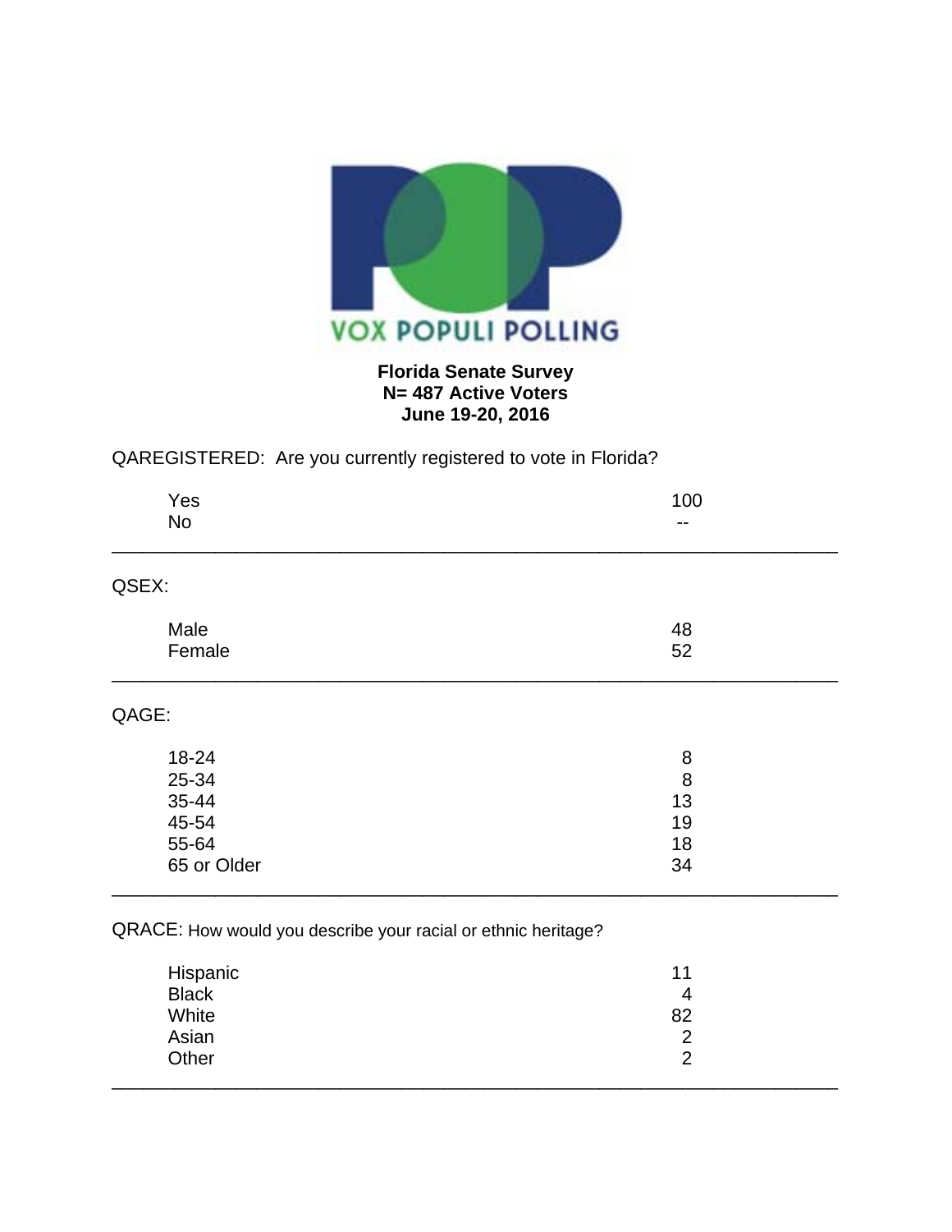VOX POPULI POLLING

**Florida Senate Survey**
**N= 487 Active Voters**
**June 19-20, 2016**

QAREGISTERED: Are you currently registered to vote in Florida?

| | |
|---|---|
| Yes | 100 |
| No | -- |

---

QSEX:

| | |
|---|---|
| Male | 48 |
| Female | 52 |

---

QAGE:

| | |
|---|---|
| 18-24 | 8 |
| 25-34 | 8 |
| 35-44 | 13 |
| 45-54 | 19 |
| 55-64 | 18 |
| 65 or Older | 34 |

---

QRACE: How would you describe your racial or ethnic heritage?

| | |
|---|---|
| Hispanic | 11 |
| Black | 4 |
| White | 82 |
| Asian | 2 |
| Other | 2 |

---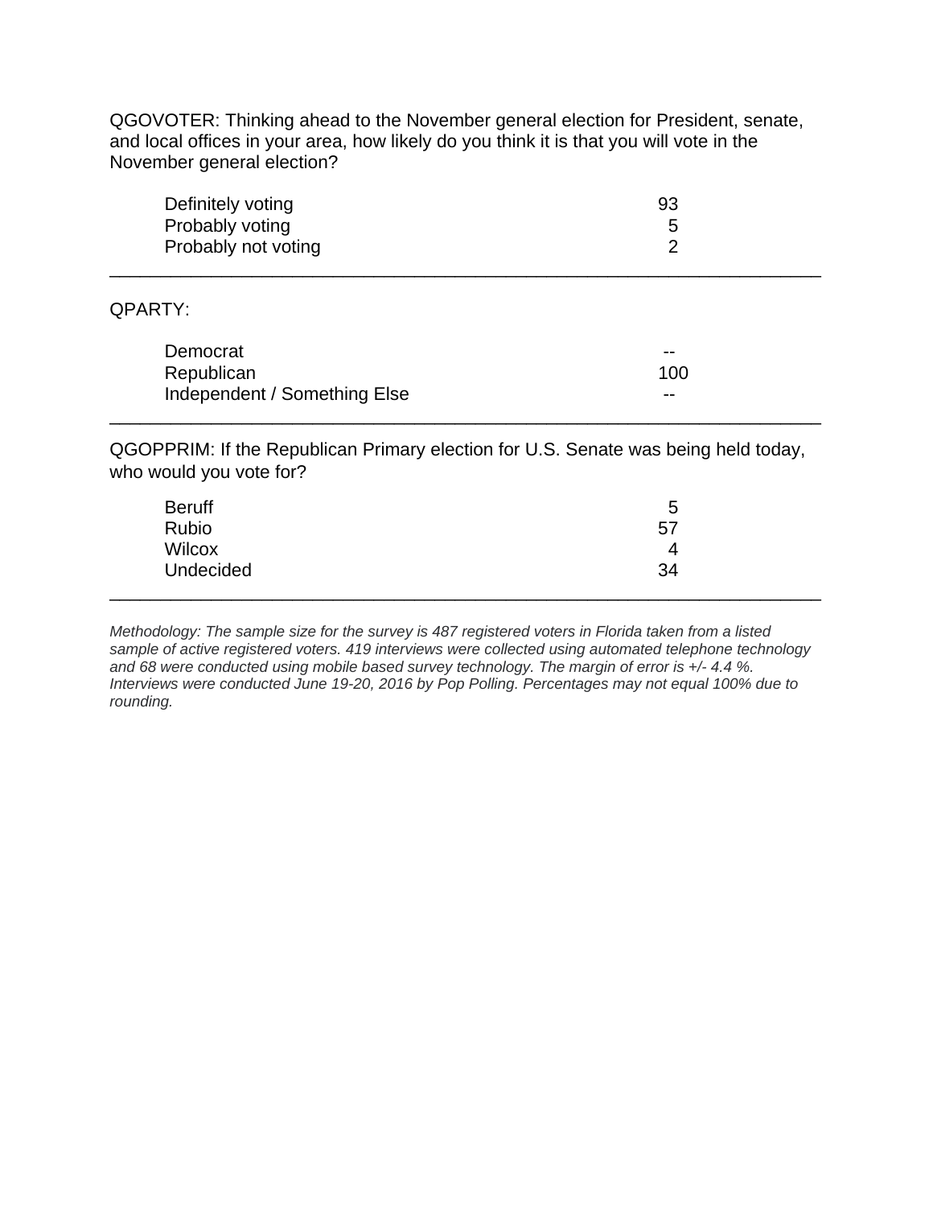QGOVOTER: Thinking ahead to the November general election for President, senate, and local offices in your area, how likely do you think it is that you will vote in the November general election?

| | |
|---|---|
| Definitely voting | 93 |
| Probably voting | 5 |
| Probably not voting | 2 |

QPARTY:

| | |
|---|---|
| Democrat | -- |
| Republican | 100 |
| Independent / Something Else | -- |

QGOPPRIM: If the Republican Primary election for U.S. Senate was being held today, who would you vote for?

| | |
|---|---|
| Beruff | 5 |
| Rubio | 57 |
| Wilcox | 4 |
| Undecided | 34 |

*Methodology: The sample size for the survey is 487 registered voters in Florida taken from a listed sample of active registered voters. 419 interviews were collected using automated telephone technology and 68 were conducted using mobile based survey technology. The margin of error is +/- 4.4 %. Interviews were conducted June 19-20, 2016 by Pop Polling. Percentages may not equal 100% due to rounding.*